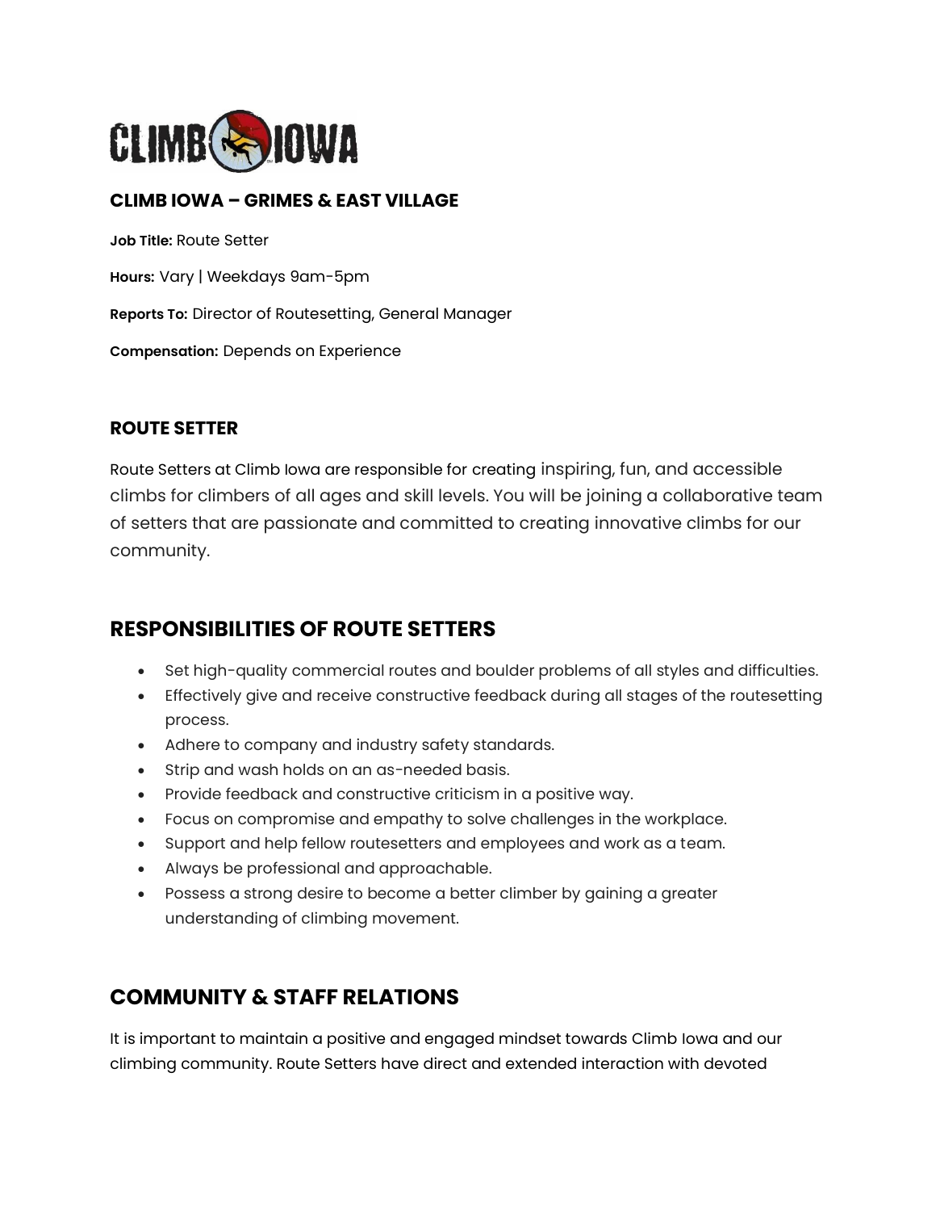### CLIMB IOWA – GRIMES & EAST VILLAGE

**Job Title:** Route Setter

**Hours:** Vary | Weekdays 9am-5pm

**Reports To:** Director of Routesetting, General Manager

**Compensation:** Depends on Experience

### ROUTE SETTER

Route Setters at Climb Iowa are responsible for creating inspiring, fun, and accessible climbs for climbers of all ages and skill levels. You will be joining a collaborative team of setters that are passionate and committed to creating innovative climbs for our community.

## RESPONSIBILITIES OF ROUTE SETTERS

- Set high-quality commercial routes and boulder problems of all styles and difficulties.
- Effectively give and receive constructive feedback during all stages of the routesetting process.
- Adhere to company and industry safety standards.
- Strip and wash holds on an as-needed basis.
- Provide feedback and constructive criticism in a positive way.
- Focus on compromise and empathy to solve challenges in the workplace.
- Support and help fellow routesetters and employees and work as a team.
- Always be professional and approachable.
- Possess a strong desire to become a better climber by gaining a greater understanding of climbing movement.

## COMMUNITY & STAFF RELATIONS

It is important to maintain a positive and engaged mindset towards Climb Iowa and our climbing community. Route Setters have direct and extended interaction with devoted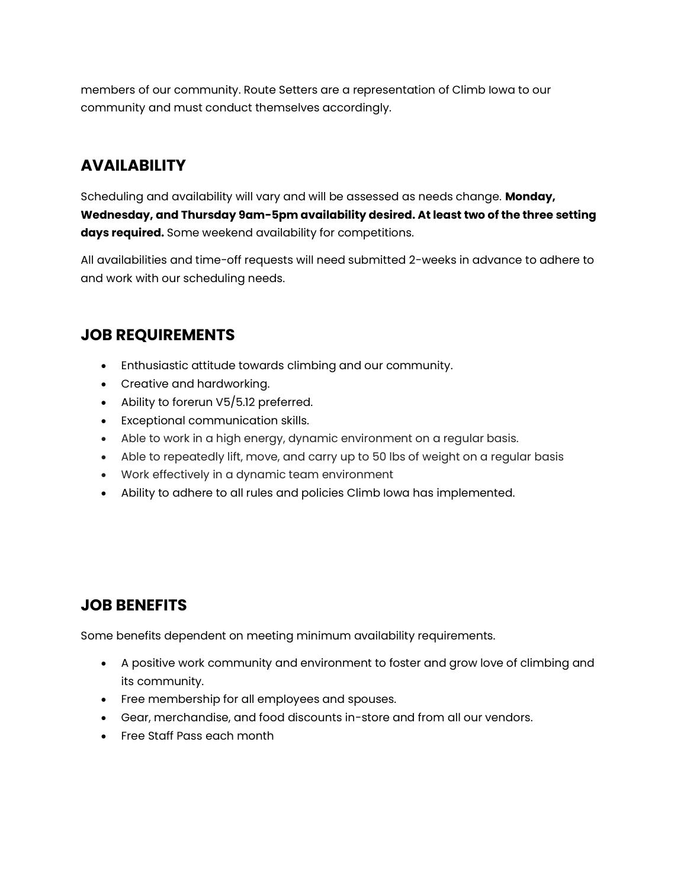members of our community. Route Setters are a representation of Climb Iowa to our community and must conduct themselves accordingly.

## AVAILABILITY

Scheduling and availability will vary and will be assessed as needs change. **Monday, Wednesday, and Thursday 9am-5pm availability desired. At least two of the three setting days required.** Some weekend availability for competitions.

All availabilities and time-off requests will need submitted 2-weeks in advance to adhere to and work with our scheduling needs.

## JOB REQUIREMENTS

- Enthusiastic attitude towards climbing and our community.
- Creative and hardworking.
- Ability to forerun V5/5.12 preferred.
- Exceptional communication skills.
- Able to work in a high energy, dynamic environment on a regular basis.
- Able to repeatedly lift, move, and carry up to 50 lbs of weight on a regular basis
- Work effectively in a dynamic team environment
- Ability to adhere to all rules and policies Climb Iowa has implemented.

## JOB BENEFITS

Some benefits dependent on meeting minimum availability requirements.

- A positive work community and environment to foster and grow love of climbing and its community.
- Free membership for all employees and spouses.
- Gear, merchandise, and food discounts in-store and from all our vendors.
- Free Staff Pass each month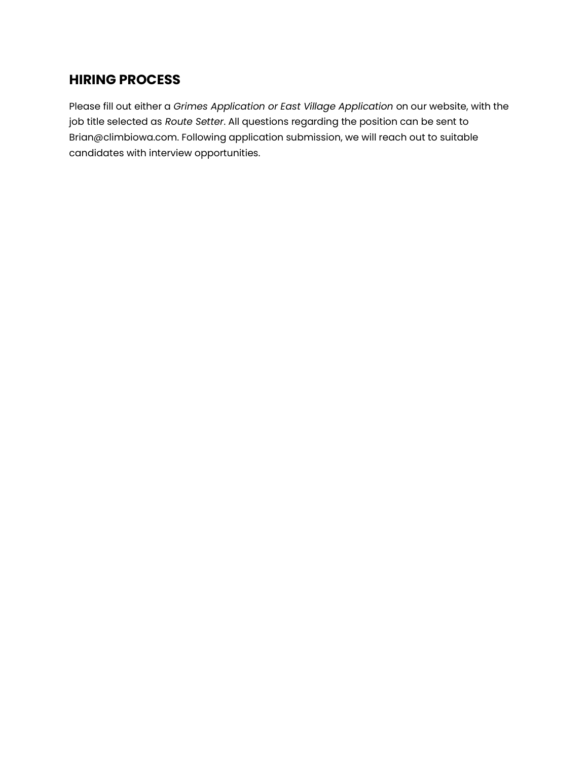## HIRING PROCESS

Please fill out either a *Grimes Application or East Village Application* on our website, with the job title selected as *Route Setter*. All questions regarding the position can be sent to Brian@climbiowa.com. Following application submission, we will reach out to suitable candidates with interview opportunities.